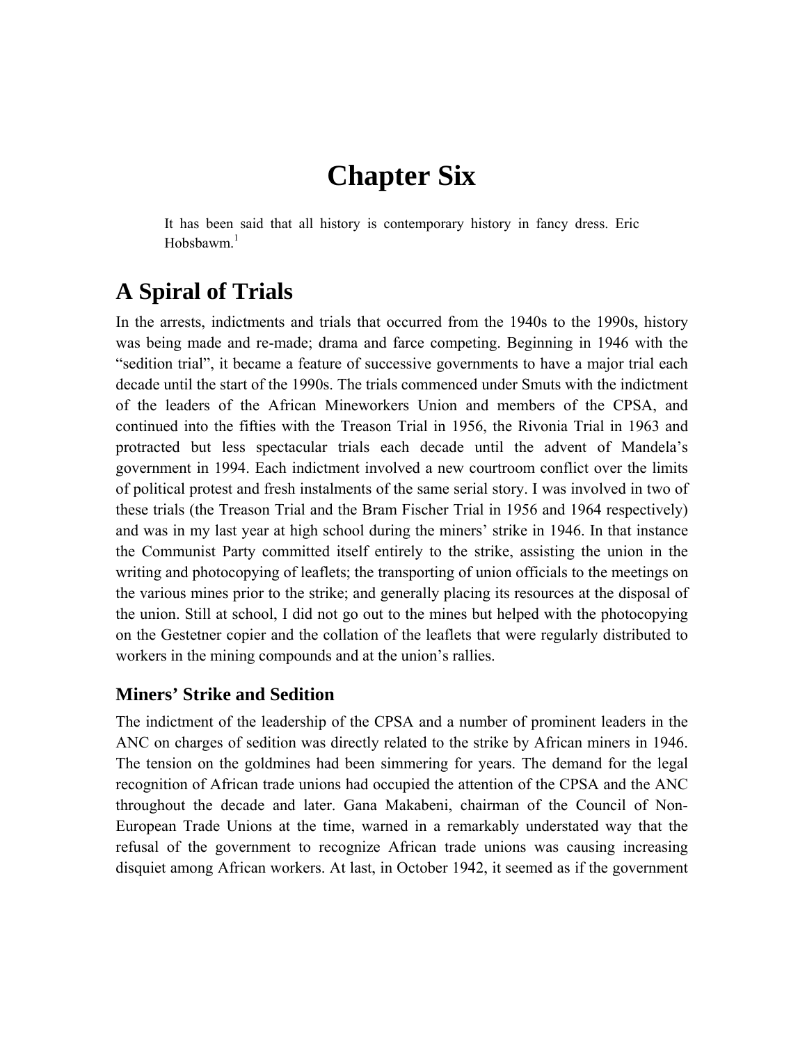# Chapter Six

> It has been said that all history is contemporary history in fancy dress. Eric Hobsbawm.[1]

## A Spiral of Trials

In the arrests, indictments and trials that occurred from the 1940s to the 1990s, history was being made and re-made; drama and farce competing. Beginning in 1946 with the "sedition trial", it became a feature of successive governments to have a major trial each decade until the start of the 1990s. The trials commenced under Smuts with the indictment of the leaders of the African Mineworkers Union and members of the CPSA, and continued into the fifties with the Treason Trial in 1956, the Rivonia Trial in 1963 and protracted but less spectacular trials each decade until the advent of Mandela's government in 1994. Each indictment involved a new courtroom conflict over the limits of political protest and fresh instalments of the same serial story. I was involved in two of these trials (the Treason Trial and the Bram Fischer Trial in 1956 and 1964 respectively) and was in my last year at high school during the miners' strike in 1946. In that instance the Communist Party committed itself entirely to the strike, assisting the union in the writing and photocopying of leaflets; the transporting of union officials to the meetings on the various mines prior to the strike; and generally placing its resources at the disposal of the union. Still at school, I did not go out to the mines but helped with the photocopying on the Gestetner copier and the collation of the leaflets that were regularly distributed to workers in the mining compounds and at the union's rallies.

### Miners' Strike and Sedition

The indictment of the leadership of the CPSA and a number of prominent leaders in the ANC on charges of sedition was directly related to the strike by African miners in 1946. The tension on the goldmines had been simmering for years. The demand for the legal recognition of African trade unions had occupied the attention of the CPSA and the ANC throughout the decade and later. Gana Makabeni, chairman of the Council of Non-European Trade Unions at the time, warned in a remarkably understated way that the refusal of the government to recognize African trade unions was causing increasing disquiet among African workers. At last, in October 1942, it seemed as if the government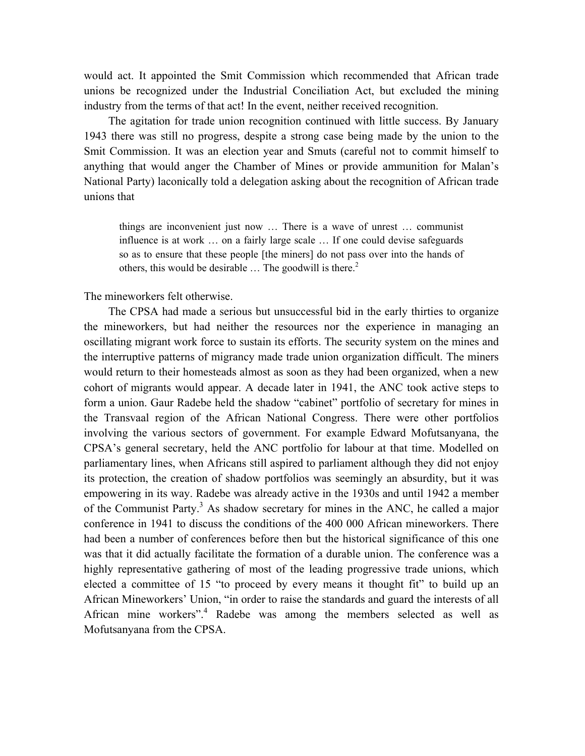would act. It appointed the Smit Commission which recommended that African trade unions be recognized under the Industrial Conciliation Act, but excluded the mining industry from the terms of that act! In the event, neither received recognition.

The agitation for trade union recognition continued with little success. By January 1943 there was still no progress, despite a strong case being made by the union to the Smit Commission. It was an election year and Smuts (careful not to commit himself to anything that would anger the Chamber of Mines or provide ammunition for Malan's National Party) laconically told a delegation asking about the recognition of African trade unions that

> things are inconvenient just now … There is a wave of unrest … communist influence is at work … on a fairly large scale … If one could devise safeguards so as to ensure that these people [the miners] do not pass over into the hands of others, this would be desirable … The goodwill is there.[2]

The mineworkers felt otherwise.

The CPSA had made a serious but unsuccessful bid in the early thirties to organize the mineworkers, but had neither the resources nor the experience in managing an oscillating migrant work force to sustain its efforts. The security system on the mines and the interruptive patterns of migrancy made trade union organization difficult. The miners would return to their homesteads almost as soon as they had been organized, when a new cohort of migrants would appear. A decade later in 1941, the ANC took active steps to form a union. Gaur Radebe held the shadow "cabinet" portfolio of secretary for mines in the Transvaal region of the African National Congress. There were other portfolios involving the various sectors of government. For example Edward Mofutsanyana, the CPSA's general secretary, held the ANC portfolio for labour at that time. Modelled on parliamentary lines, when Africans still aspired to parliament although they did not enjoy its protection, the creation of shadow portfolios was seemingly an absurdity, but it was empowering in its way. Radebe was already active in the 1930s and until 1942 a member of the Communist Party.[3] As shadow secretary for mines in the ANC, he called a major conference in 1941 to discuss the conditions of the 400 000 African mineworkers. There had been a number of conferences before then but the historical significance of this one was that it did actually facilitate the formation of a durable union. The conference was a highly representative gathering of most of the leading progressive trade unions, which elected a committee of 15 "to proceed by every means it thought fit" to build up an African Mineworkers' Union, "in order to raise the standards and guard the interests of all African mine workers".[4] Radebe was among the members selected as well as Mofutsanyana from the CPSA.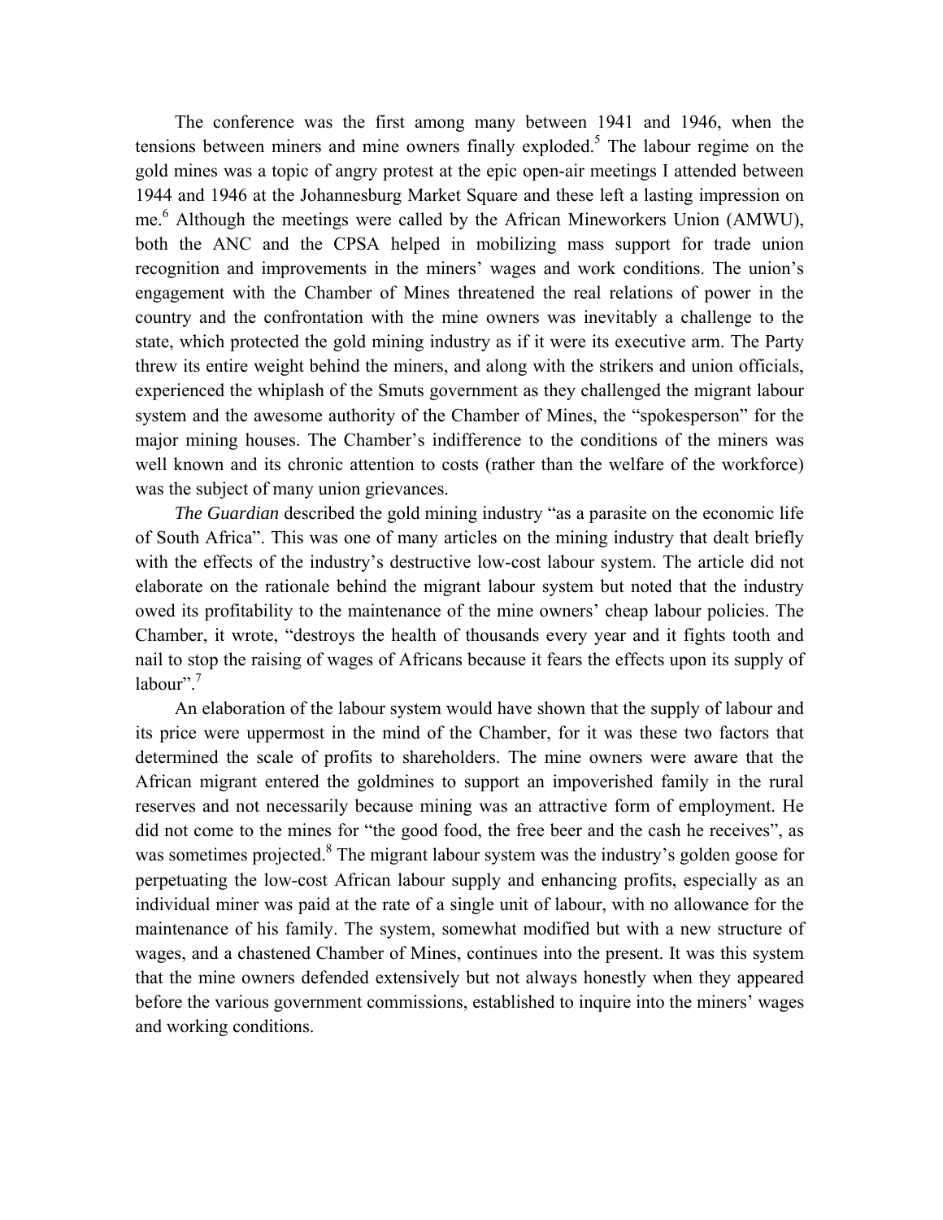The conference was the first among many between 1941 and 1946, when the tensions between miners and mine owners finally exploded.[5] The labour regime on the gold mines was a topic of angry protest at the epic open-air meetings I attended between 1944 and 1946 at the Johannesburg Market Square and these left a lasting impression on me.[6] Although the meetings were called by the African Mineworkers Union (AMWU), both the ANC and the CPSA helped in mobilizing mass support for trade union recognition and improvements in the miners' wages and work conditions. The union's engagement with the Chamber of Mines threatened the real relations of power in the country and the confrontation with the mine owners was inevitably a challenge to the state, which protected the gold mining industry as if it were its executive arm. The Party threw its entire weight behind the miners, and along with the strikers and union officials, experienced the whiplash of the Smuts government as they challenged the migrant labour system and the awesome authority of the Chamber of Mines, the "spokesperson" for the major mining houses. The Chamber's indifference to the conditions of the miners was well known and its chronic attention to costs (rather than the welfare of the workforce) was the subject of many union grievances.

*The Guardian* described the gold mining industry "as a parasite on the economic life of South Africa". This was one of many articles on the mining industry that dealt briefly with the effects of the industry's destructive low-cost labour system. The article did not elaborate on the rationale behind the migrant labour system but noted that the industry owed its profitability to the maintenance of the mine owners' cheap labour policies. The Chamber, it wrote, "destroys the health of thousands every year and it fights tooth and nail to stop the raising of wages of Africans because it fears the effects upon its supply of labour".[7]

An elaboration of the labour system would have shown that the supply of labour and its price were uppermost in the mind of the Chamber, for it was these two factors that determined the scale of profits to shareholders. The mine owners were aware that the African migrant entered the goldmines to support an impoverished family in the rural reserves and not necessarily because mining was an attractive form of employment. He did not come to the mines for "the good food, the free beer and the cash he receives", as was sometimes projected.[8] The migrant labour system was the industry's golden goose for perpetuating the low-cost African labour supply and enhancing profits, especially as an individual miner was paid at the rate of a single unit of labour, with no allowance for the maintenance of his family. The system, somewhat modified but with a new structure of wages, and a chastened Chamber of Mines, continues into the present. It was this system that the mine owners defended extensively but not always honestly when they appeared before the various government commissions, established to inquire into the miners' wages and working conditions.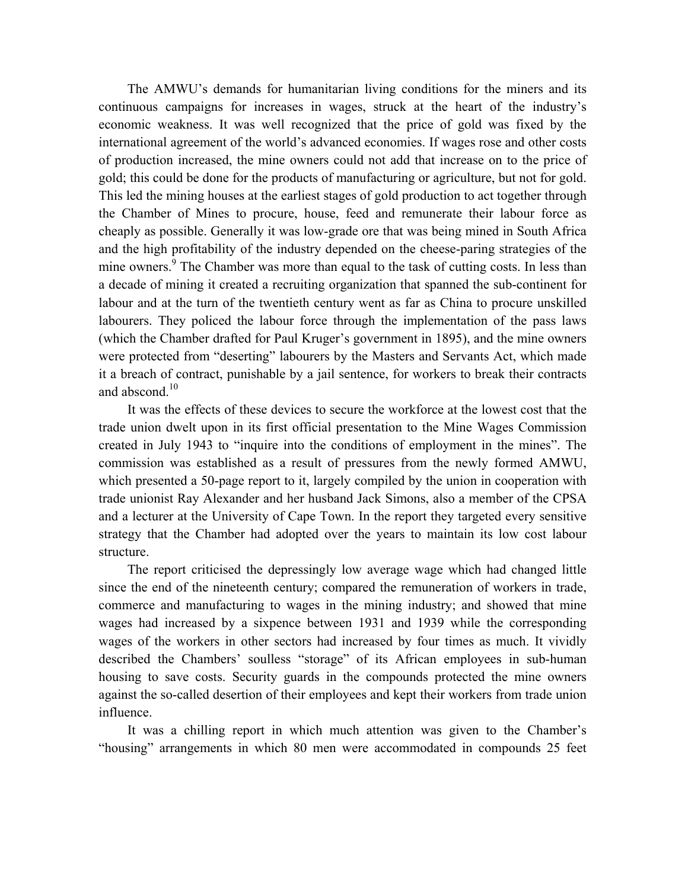The AMWU's demands for humanitarian living conditions for the miners and its continuous campaigns for increases in wages, struck at the heart of the industry's economic weakness. It was well recognized that the price of gold was fixed by the international agreement of the world's advanced economies. If wages rose and other costs of production increased, the mine owners could not add that increase on to the price of gold; this could be done for the products of manufacturing or agriculture, but not for gold. This led the mining houses at the earliest stages of gold production to act together through the Chamber of Mines to procure, house, feed and remunerate their labour force as cheaply as possible. Generally it was low-grade ore that was being mined in South Africa and the high profitability of the industry depended on the cheese-paring strategies of the mine owners.[9] The Chamber was more than equal to the task of cutting costs. In less than a decade of mining it created a recruiting organization that spanned the sub-continent for labour and at the turn of the twentieth century went as far as China to procure unskilled labourers. They policed the labour force through the implementation of the pass laws (which the Chamber drafted for Paul Kruger's government in 1895), and the mine owners were protected from "deserting" labourers by the Masters and Servants Act, which made it a breach of contract, punishable by a jail sentence, for workers to break their contracts and abscond.[10]

It was the effects of these devices to secure the workforce at the lowest cost that the trade union dwelt upon in its first official presentation to the Mine Wages Commission created in July 1943 to "inquire into the conditions of employment in the mines". The commission was established as a result of pressures from the newly formed AMWU, which presented a 50-page report to it, largely compiled by the union in cooperation with trade unionist Ray Alexander and her husband Jack Simons, also a member of the CPSA and a lecturer at the University of Cape Town. In the report they targeted every sensitive strategy that the Chamber had adopted over the years to maintain its low cost labour structure.

The report criticised the depressingly low average wage which had changed little since the end of the nineteenth century; compared the remuneration of workers in trade, commerce and manufacturing to wages in the mining industry; and showed that mine wages had increased by a sixpence between 1931 and 1939 while the corresponding wages of the workers in other sectors had increased by four times as much. It vividly described the Chambers' soulless "storage" of its African employees in sub-human housing to save costs. Security guards in the compounds protected the mine owners against the so-called desertion of their employees and kept their workers from trade union influence.

It was a chilling report in which much attention was given to the Chamber's "housing" arrangements in which 80 men were accommodated in compounds 25 feet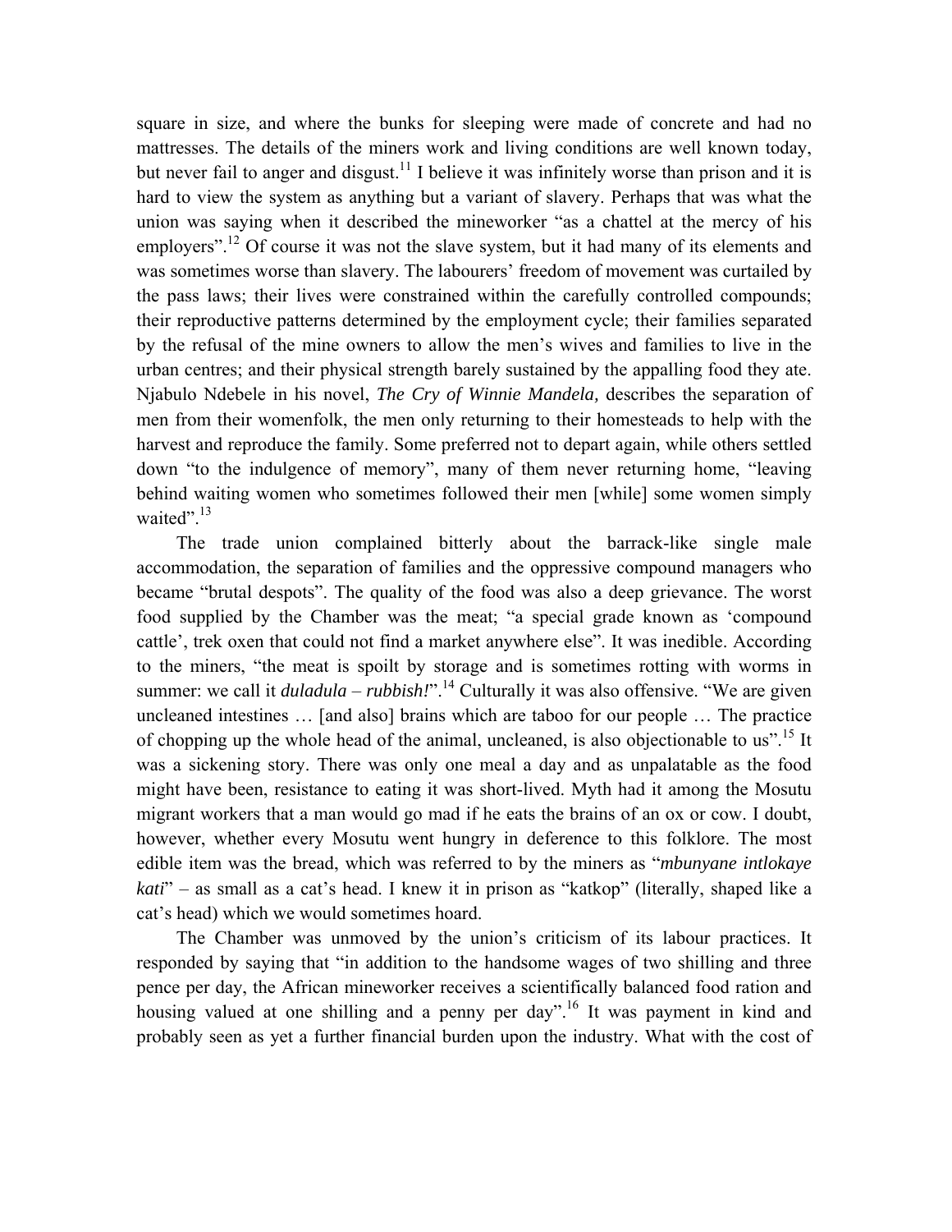square in size, and where the bunks for sleeping were made of concrete and had no mattresses. The details of the miners work and living conditions are well known today, but never fail to anger and disgust.[11] I believe it was infinitely worse than prison and it is hard to view the system as anything but a variant of slavery. Perhaps that was what the union was saying when it described the mineworker "as a chattel at the mercy of his employers".[12] Of course it was not the slave system, but it had many of its elements and was sometimes worse than slavery. The labourers' freedom of movement was curtailed by the pass laws; their lives were constrained within the carefully controlled compounds; their reproductive patterns determined by the employment cycle; their families separated by the refusal of the mine owners to allow the men's wives and families to live in the urban centres; and their physical strength barely sustained by the appalling food they ate. Njabulo Ndebele in his novel, *The Cry of Winnie Mandela,* describes the separation of men from their womenfolk, the men only returning to their homesteads to help with the harvest and reproduce the family. Some preferred not to depart again, while others settled down "to the indulgence of memory", many of them never returning home, "leaving behind waiting women who sometimes followed their men [while] some women simply waited".[13]

The trade union complained bitterly about the barrack-like single male accommodation, the separation of families and the oppressive compound managers who became "brutal despots". The quality of the food was also a deep grievance. The worst food supplied by the Chamber was the meat; "a special grade known as 'compound cattle', trek oxen that could not find a market anywhere else". It was inedible. According to the miners, "the meat is spoilt by storage and is sometimes rotting with worms in summer: we call it *duladula* – *rubbish!*".[14] Culturally it was also offensive. "We are given uncleaned intestines … [and also] brains which are taboo for our people … The practice of chopping up the whole head of the animal, uncleaned, is also objectionable to us".[15] It was a sickening story. There was only one meal a day and as unpalatable as the food might have been, resistance to eating it was short-lived. Myth had it among the Mosutu migrant workers that a man would go mad if he eats the brains of an ox or cow. I doubt, however, whether every Mosutu went hungry in deference to this folklore. The most edible item was the bread, which was referred to by the miners as "*mbunyane intlokaye kati*" – as small as a cat's head. I knew it in prison as "katkop" (literally, shaped like a cat's head) which we would sometimes hoard.

The Chamber was unmoved by the union's criticism of its labour practices. It responded by saying that "in addition to the handsome wages of two shilling and three pence per day, the African mineworker receives a scientifically balanced food ration and housing valued at one shilling and a penny per day".[16] It was payment in kind and probably seen as yet a further financial burden upon the industry. What with the cost of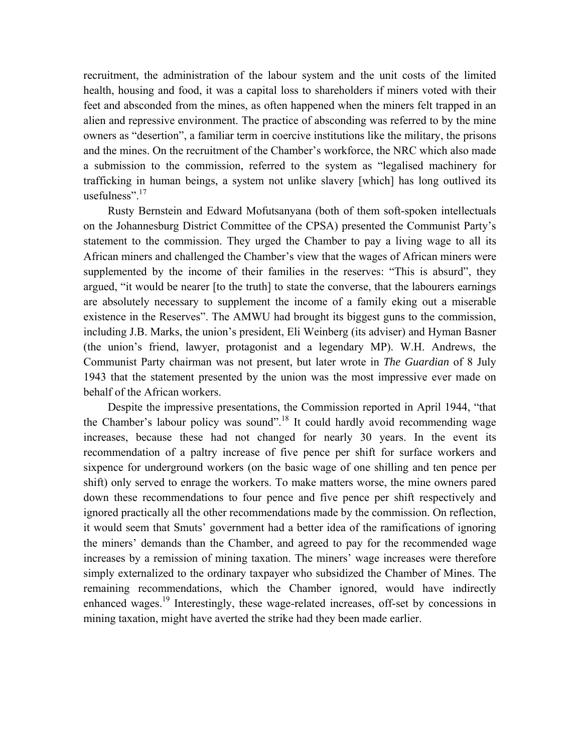recruitment, the administration of the labour system and the unit costs of the limited health, housing and food, it was a capital loss to shareholders if miners voted with their feet and absconded from the mines, as often happened when the miners felt trapped in an alien and repressive environment. The practice of absconding was referred to by the mine owners as "desertion", a familiar term in coercive institutions like the military, the prisons and the mines. On the recruitment of the Chamber's workforce, the NRC which also made a submission to the commission, referred to the system as "legalised machinery for trafficking in human beings, a system not unlike slavery [which] has long outlived its usefulness".[17]

Rusty Bernstein and Edward Mofutsanyana (both of them soft-spoken intellectuals on the Johannesburg District Committee of the CPSA) presented the Communist Party's statement to the commission. They urged the Chamber to pay a living wage to all its African miners and challenged the Chamber's view that the wages of African miners were supplemented by the income of their families in the reserves: "This is absurd", they argued, "it would be nearer [to the truth] to state the converse, that the labourers earnings are absolutely necessary to supplement the income of a family eking out a miserable existence in the Reserves". The AMWU had brought its biggest guns to the commission, including J.B. Marks, the union's president, Eli Weinberg (its adviser) and Hyman Basner (the union's friend, lawyer, protagonist and a legendary MP). W.H. Andrews, the Communist Party chairman was not present, but later wrote in *The Guardian* of 8 July 1943 that the statement presented by the union was the most impressive ever made on behalf of the African workers.

Despite the impressive presentations, the Commission reported in April 1944, "that the Chamber's labour policy was sound".[18] It could hardly avoid recommending wage increases, because these had not changed for nearly 30 years. In the event its recommendation of a paltry increase of five pence per shift for surface workers and sixpence for underground workers (on the basic wage of one shilling and ten pence per shift) only served to enrage the workers. To make matters worse, the mine owners pared down these recommendations to four pence and five pence per shift respectively and ignored practically all the other recommendations made by the commission. On reflection, it would seem that Smuts' government had a better idea of the ramifications of ignoring the miners' demands than the Chamber, and agreed to pay for the recommended wage increases by a remission of mining taxation. The miners' wage increases were therefore simply externalized to the ordinary taxpayer who subsidized the Chamber of Mines. The remaining recommendations, which the Chamber ignored, would have indirectly enhanced wages.[19] Interestingly, these wage-related increases, off-set by concessions in mining taxation, might have averted the strike had they been made earlier.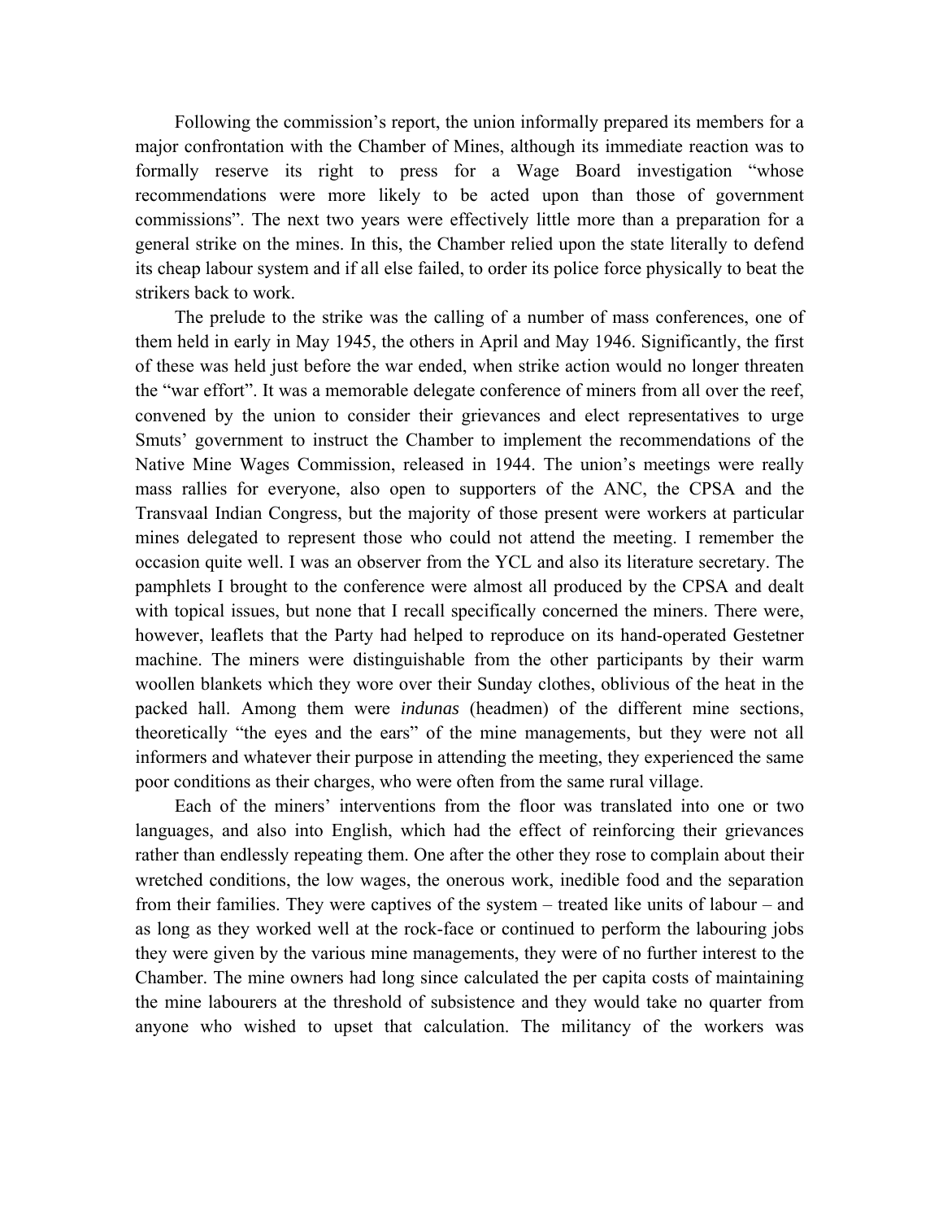Following the commission's report, the union informally prepared its members for a major confrontation with the Chamber of Mines, although its immediate reaction was to formally reserve its right to press for a Wage Board investigation "whose recommendations were more likely to be acted upon than those of government commissions". The next two years were effectively little more than a preparation for a general strike on the mines. In this, the Chamber relied upon the state literally to defend its cheap labour system and if all else failed, to order its police force physically to beat the strikers back to work.

The prelude to the strike was the calling of a number of mass conferences, one of them held in early in May 1945, the others in April and May 1946. Significantly, the first of these was held just before the war ended, when strike action would no longer threaten the "war effort". It was a memorable delegate conference of miners from all over the reef, convened by the union to consider their grievances and elect representatives to urge Smuts' government to instruct the Chamber to implement the recommendations of the Native Mine Wages Commission, released in 1944. The union's meetings were really mass rallies for everyone, also open to supporters of the ANC, the CPSA and the Transvaal Indian Congress, but the majority of those present were workers at particular mines delegated to represent those who could not attend the meeting. I remember the occasion quite well. I was an observer from the YCL and also its literature secretary. The pamphlets I brought to the conference were almost all produced by the CPSA and dealt with topical issues, but none that I recall specifically concerned the miners. There were, however, leaflets that the Party had helped to reproduce on its hand-operated Gestetner machine. The miners were distinguishable from the other participants by their warm woollen blankets which they wore over their Sunday clothes, oblivious of the heat in the packed hall. Among them were *indunas* (headmen) of the different mine sections, theoretically "the eyes and the ears" of the mine managements, but they were not all informers and whatever their purpose in attending the meeting, they experienced the same poor conditions as their charges, who were often from the same rural village.

Each of the miners' interventions from the floor was translated into one or two languages, and also into English, which had the effect of reinforcing their grievances rather than endlessly repeating them. One after the other they rose to complain about their wretched conditions, the low wages, the onerous work, inedible food and the separation from their families. They were captives of the system – treated like units of labour – and as long as they worked well at the rock-face or continued to perform the labouring jobs they were given by the various mine managements, they were of no further interest to the Chamber. The mine owners had long since calculated the per capita costs of maintaining the mine labourers at the threshold of subsistence and they would take no quarter from anyone who wished to upset that calculation. The militancy of the workers was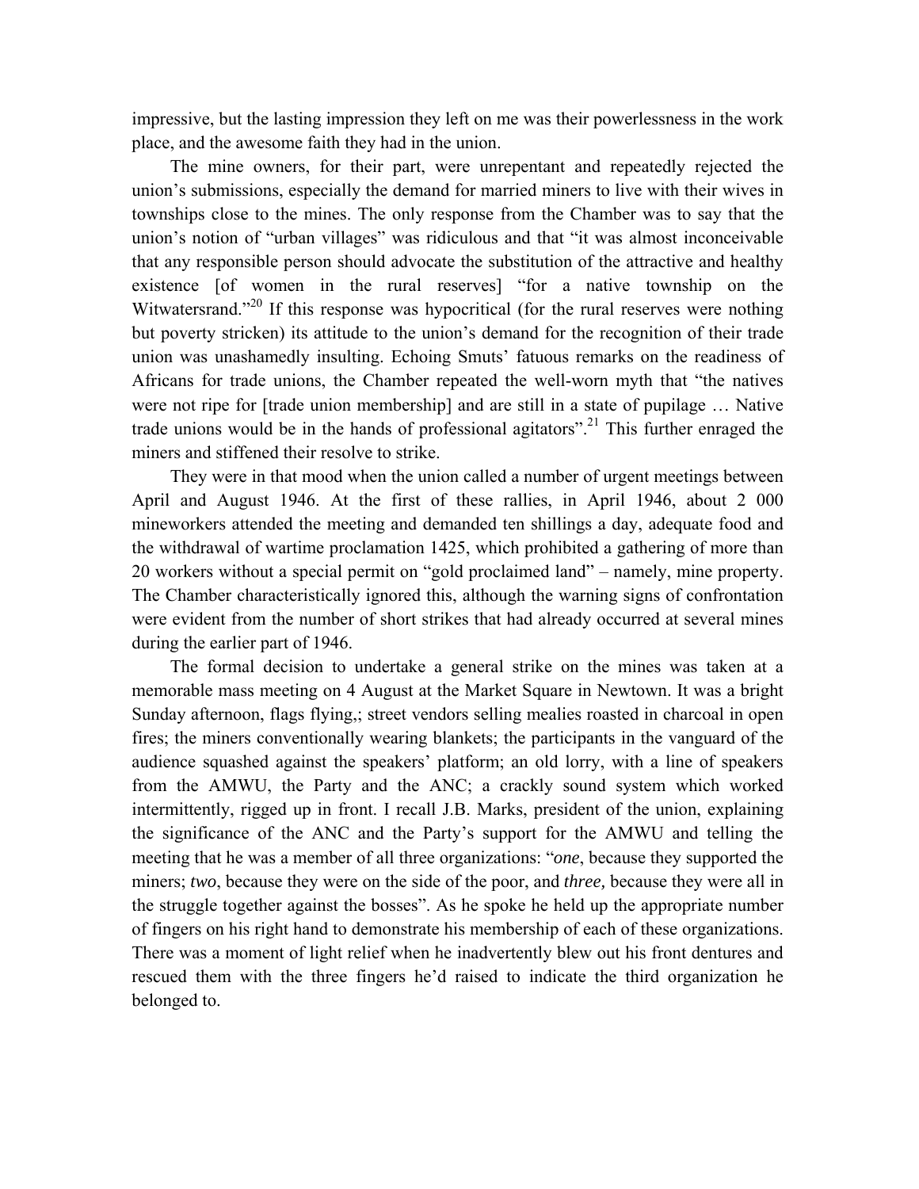impressive, but the lasting impression they left on me was their powerlessness in the work place, and the awesome faith they had in the union.

The mine owners, for their part, were unrepentant and repeatedly rejected the union's submissions, especially the demand for married miners to live with their wives in townships close to the mines. The only response from the Chamber was to say that the union's notion of "urban villages" was ridiculous and that "it was almost inconceivable that any responsible person should advocate the substitution of the attractive and healthy existence [of women in the rural reserves] "for a native township on the Witwatersrand."[20] If this response was hypocritical (for the rural reserves were nothing but poverty stricken) its attitude to the union's demand for the recognition of their trade union was unashamedly insulting. Echoing Smuts' fatuous remarks on the readiness of Africans for trade unions, the Chamber repeated the well-worn myth that "the natives were not ripe for [trade union membership] and are still in a state of pupilage … Native trade unions would be in the hands of professional agitators".[21] This further enraged the miners and stiffened their resolve to strike.

They were in that mood when the union called a number of urgent meetings between April and August 1946. At the first of these rallies, in April 1946, about 2 000 mineworkers attended the meeting and demanded ten shillings a day, adequate food and the withdrawal of wartime proclamation 1425, which prohibited a gathering of more than 20 workers without a special permit on "gold proclaimed land" – namely, mine property. The Chamber characteristically ignored this, although the warning signs of confrontation were evident from the number of short strikes that had already occurred at several mines during the earlier part of 1946.

The formal decision to undertake a general strike on the mines was taken at a memorable mass meeting on 4 August at the Market Square in Newtown. It was a bright Sunday afternoon, flags flying,; street vendors selling mealies roasted in charcoal in open fires; the miners conventionally wearing blankets; the participants in the vanguard of the audience squashed against the speakers' platform; an old lorry, with a line of speakers from the AMWU, the Party and the ANC; a crackly sound system which worked intermittently, rigged up in front. I recall J.B. Marks, president of the union, explaining the significance of the ANC and the Party's support for the AMWU and telling the meeting that he was a member of all three organizations: "*one*, because they supported the miners; *two*, because they were on the side of the poor, and *three,* because they were all in the struggle together against the bosses". As he spoke he held up the appropriate number of fingers on his right hand to demonstrate his membership of each of these organizations. There was a moment of light relief when he inadvertently blew out his front dentures and rescued them with the three fingers he'd raised to indicate the third organization he belonged to.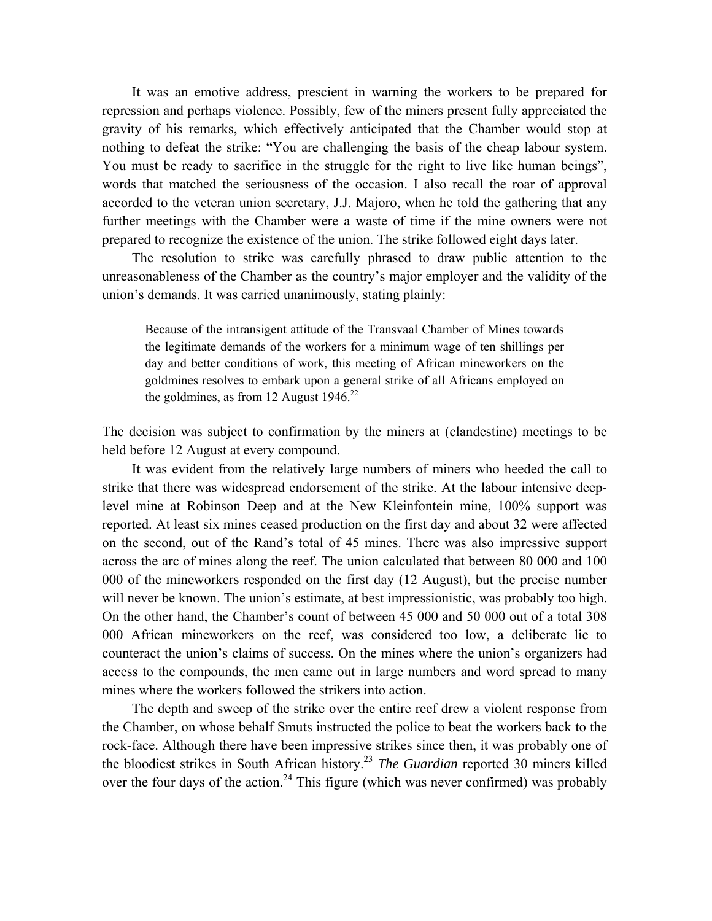It was an emotive address, prescient in warning the workers to be prepared for repression and perhaps violence. Possibly, few of the miners present fully appreciated the gravity of his remarks, which effectively anticipated that the Chamber would stop at nothing to defeat the strike: "You are challenging the basis of the cheap labour system. You must be ready to sacrifice in the struggle for the right to live like human beings", words that matched the seriousness of the occasion. I also recall the roar of approval accorded to the veteran union secretary, J.J. Majoro, when he told the gathering that any further meetings with the Chamber were a waste of time if the mine owners were not prepared to recognize the existence of the union. The strike followed eight days later.

The resolution to strike was carefully phrased to draw public attention to the unreasonableness of the Chamber as the country's major employer and the validity of the union's demands. It was carried unanimously, stating plainly:

> Because of the intransigent attitude of the Transvaal Chamber of Mines towards the legitimate demands of the workers for a minimum wage of ten shillings per day and better conditions of work, this meeting of African mineworkers on the goldmines resolves to embark upon a general strike of all Africans employed on the goldmines, as from 12 August 1946.[22]

The decision was subject to confirmation by the miners at (clandestine) meetings to be held before 12 August at every compound.

It was evident from the relatively large numbers of miners who heeded the call to strike that there was widespread endorsement of the strike. At the labour intensive deep-level mine at Robinson Deep and at the New Kleinfontein mine, 100% support was reported. At least six mines ceased production on the first day and about 32 were affected on the second, out of the Rand's total of 45 mines. There was also impressive support across the arc of mines along the reef. The union calculated that between 80 000 and 100 000 of the mineworkers responded on the first day (12 August), but the precise number will never be known. The union's estimate, at best impressionistic, was probably too high. On the other hand, the Chamber's count of between 45 000 and 50 000 out of a total 308 000 African mineworkers on the reef, was considered too low, a deliberate lie to counteract the union's claims of success. On the mines where the union's organizers had access to the compounds, the men came out in large numbers and word spread to many mines where the workers followed the strikers into action.

The depth and sweep of the strike over the entire reef drew a violent response from the Chamber, on whose behalf Smuts instructed the police to beat the workers back to the rock-face. Although there have been impressive strikes since then, it was probably one of the bloodiest strikes in South African history.[23] *The Guardian* reported 30 miners killed over the four days of the action.[24] This figure (which was never confirmed) was probably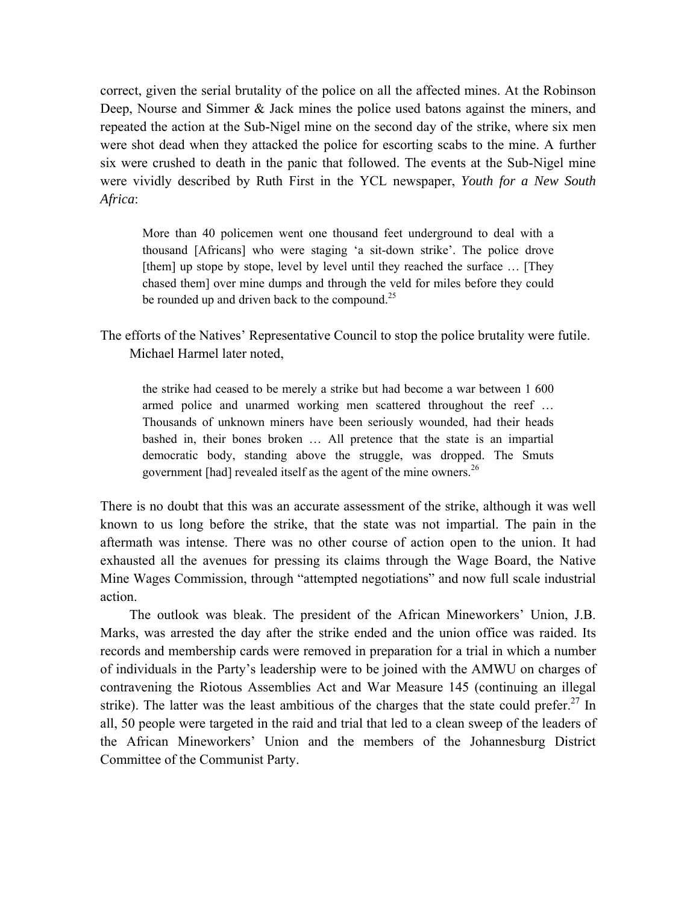correct, given the serial brutality of the police on all the affected mines. At the Robinson Deep, Nourse and Simmer & Jack mines the police used batons against the miners, and repeated the action at the Sub-Nigel mine on the second day of the strike, where six men were shot dead when they attacked the police for escorting scabs to the mine. A further six were crushed to death in the panic that followed. The events at the Sub-Nigel mine were vividly described by Ruth First in the YCL newspaper, *Youth for a New South Africa*:

> More than 40 policemen went one thousand feet underground to deal with a thousand [Africans] who were staging 'a sit-down strike'. The police drove [them] up stope by stope, level by level until they reached the surface … [They chased them] over mine dumps and through the veld for miles before they could be rounded up and driven back to the compound.[25]

The efforts of the Natives' Representative Council to stop the police brutality were futile. Michael Harmel later noted,

> the strike had ceased to be merely a strike but had become a war between 1 600 armed police and unarmed working men scattered throughout the reef … Thousands of unknown miners have been seriously wounded, had their heads bashed in, their bones broken … All pretence that the state is an impartial democratic body, standing above the struggle, was dropped. The Smuts government [had] revealed itself as the agent of the mine owners.[26]

There is no doubt that this was an accurate assessment of the strike, although it was well known to us long before the strike, that the state was not impartial. The pain in the aftermath was intense. There was no other course of action open to the union. It had exhausted all the avenues for pressing its claims through the Wage Board, the Native Mine Wages Commission, through "attempted negotiations" and now full scale industrial action.

The outlook was bleak. The president of the African Mineworkers' Union, J.B. Marks, was arrested the day after the strike ended and the union office was raided. Its records and membership cards were removed in preparation for a trial in which a number of individuals in the Party's leadership were to be joined with the AMWU on charges of contravening the Riotous Assemblies Act and War Measure 145 (continuing an illegal strike). The latter was the least ambitious of the charges that the state could prefer.[27] In all, 50 people were targeted in the raid and trial that led to a clean sweep of the leaders of the African Mineworkers' Union and the members of the Johannesburg District Committee of the Communist Party.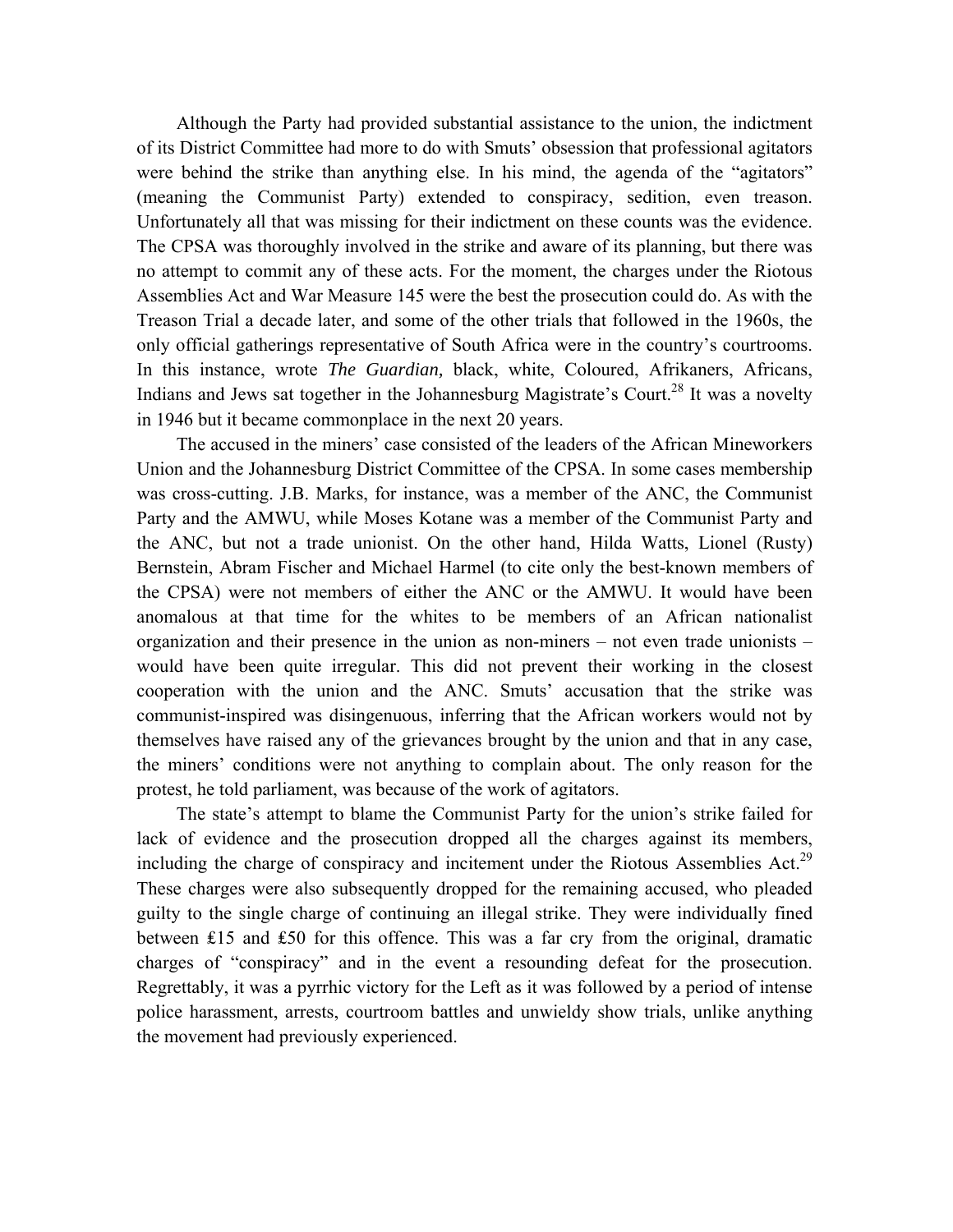Although the Party had provided substantial assistance to the union, the indictment of its District Committee had more to do with Smuts' obsession that professional agitators were behind the strike than anything else. In his mind, the agenda of the "agitators" (meaning the Communist Party) extended to conspiracy, sedition, even treason. Unfortunately all that was missing for their indictment on these counts was the evidence. The CPSA was thoroughly involved in the strike and aware of its planning, but there was no attempt to commit any of these acts. For the moment, the charges under the Riotous Assemblies Act and War Measure 145 were the best the prosecution could do. As with the Treason Trial a decade later, and some of the other trials that followed in the 1960s, the only official gatherings representative of South Africa were in the country's courtrooms. In this instance, wrote *The Guardian,* black, white, Coloured, Afrikaners, Africans, Indians and Jews sat together in the Johannesburg Magistrate's Court.[28] It was a novelty in 1946 but it became commonplace in the next 20 years.

The accused in the miners' case consisted of the leaders of the African Mineworkers Union and the Johannesburg District Committee of the CPSA. In some cases membership was cross-cutting. J.B. Marks, for instance, was a member of the ANC, the Communist Party and the AMWU, while Moses Kotane was a member of the Communist Party and the ANC, but not a trade unionist. On the other hand, Hilda Watts, Lionel (Rusty) Bernstein, Abram Fischer and Michael Harmel (to cite only the best-known members of the CPSA) were not members of either the ANC or the AMWU. It would have been anomalous at that time for the whites to be members of an African nationalist organization and their presence in the union as non-miners – not even trade unionists – would have been quite irregular. This did not prevent their working in the closest cooperation with the union and the ANC. Smuts' accusation that the strike was communist-inspired was disingenuous, inferring that the African workers would not by themselves have raised any of the grievances brought by the union and that in any case, the miners' conditions were not anything to complain about. The only reason for the protest, he told parliament, was because of the work of agitators.

The state's attempt to blame the Communist Party for the union's strike failed for lack of evidence and the prosecution dropped all the charges against its members, including the charge of conspiracy and incitement under the Riotous Assemblies Act.[29] These charges were also subsequently dropped for the remaining accused, who pleaded guilty to the single charge of continuing an illegal strike. They were individually fined between £15 and £50 for this offence. This was a far cry from the original, dramatic charges of "conspiracy" and in the event a resounding defeat for the prosecution. Regrettably, it was a pyrrhic victory for the Left as it was followed by a period of intense police harassment, arrests, courtroom battles and unwieldy show trials, unlike anything the movement had previously experienced.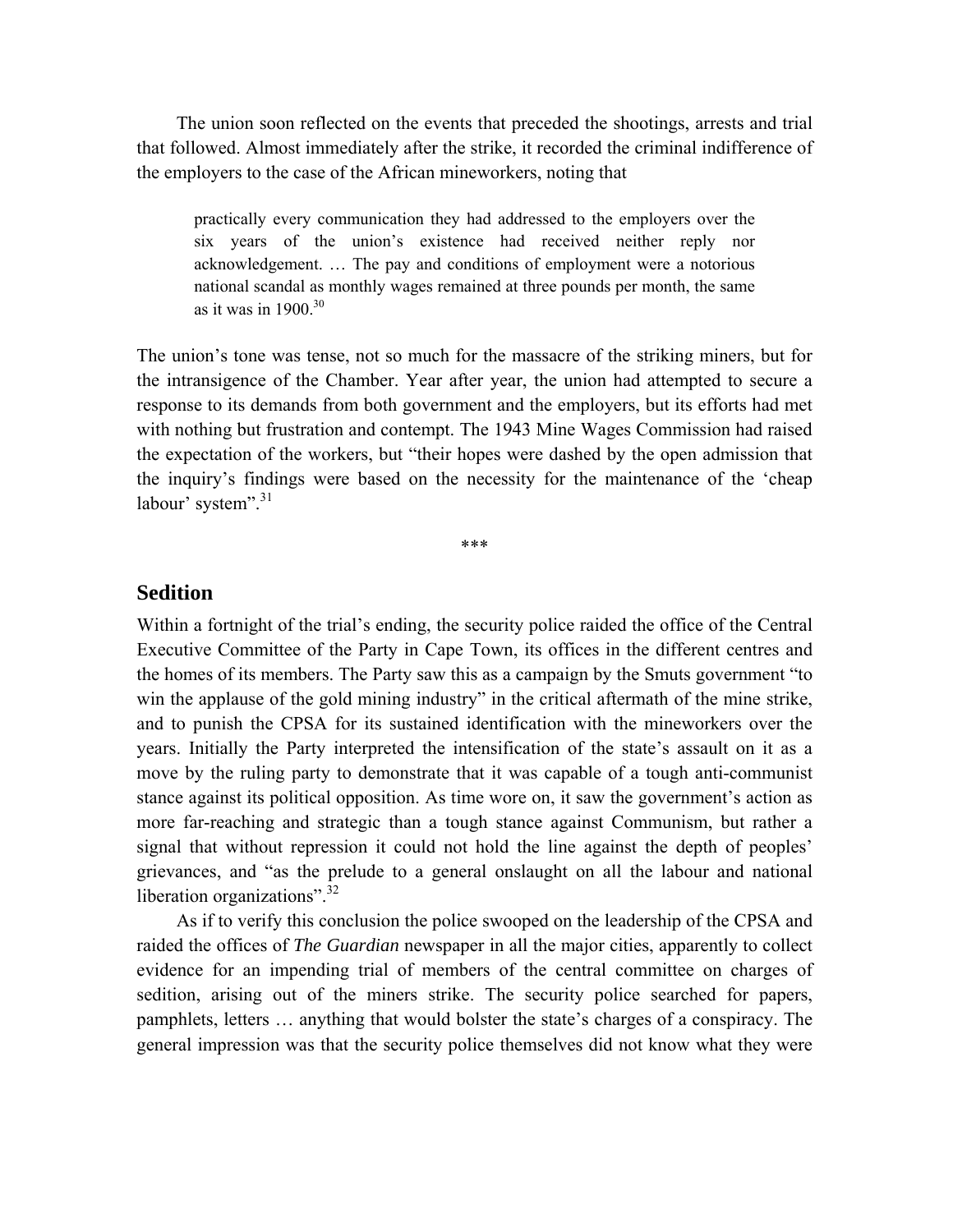The union soon reflected on the events that preceded the shootings, arrests and trial that followed. Almost immediately after the strike, it recorded the criminal indifference of the employers to the case of the African mineworkers, noting that

> practically every communication they had addressed to the employers over the six years of the union's existence had received neither reply nor acknowledgement. … The pay and conditions of employment were a notorious national scandal as monthly wages remained at three pounds per month, the same as it was in 1900.[30]

The union's tone was tense, not so much for the massacre of the striking miners, but for the intransigence of the Chamber. Year after year, the union had attempted to secure a response to its demands from both government and the employers, but its efforts had met with nothing but frustration and contempt. The 1943 Mine Wages Commission had raised the expectation of the workers, but "their hopes were dashed by the open admission that the inquiry's findings were based on the necessity for the maintenance of the 'cheap labour' system".[31]

***

## Sedition

Within a fortnight of the trial's ending, the security police raided the office of the Central Executive Committee of the Party in Cape Town, its offices in the different centres and the homes of its members. The Party saw this as a campaign by the Smuts government "to win the applause of the gold mining industry" in the critical aftermath of the mine strike, and to punish the CPSA for its sustained identification with the mineworkers over the years. Initially the Party interpreted the intensification of the state's assault on it as a move by the ruling party to demonstrate that it was capable of a tough anti-communist stance against its political opposition. As time wore on, it saw the government's action as more far-reaching and strategic than a tough stance against Communism, but rather a signal that without repression it could not hold the line against the depth of peoples' grievances, and "as the prelude to a general onslaught on all the labour and national liberation organizations".[32]

As if to verify this conclusion the police swooped on the leadership of the CPSA and raided the offices of *The Guardian* newspaper in all the major cities, apparently to collect evidence for an impending trial of members of the central committee on charges of sedition, arising out of the miners strike. The security police searched for papers, pamphlets, letters … anything that would bolster the state's charges of a conspiracy. The general impression was that the security police themselves did not know what they were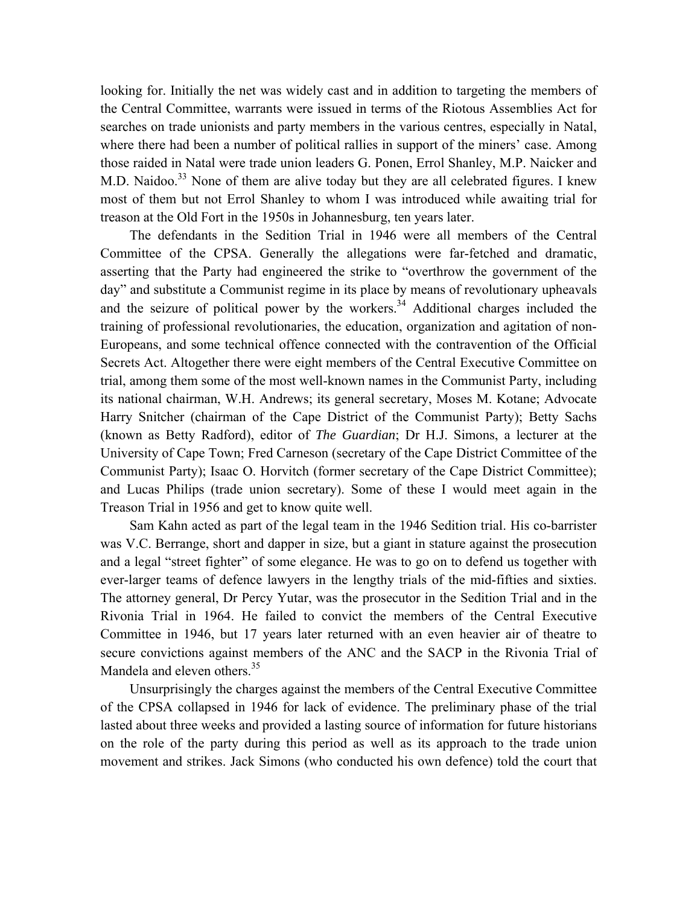looking for. Initially the net was widely cast and in addition to targeting the members of the Central Committee, warrants were issued in terms of the Riotous Assemblies Act for searches on trade unionists and party members in the various centres, especially in Natal, where there had been a number of political rallies in support of the miners' case. Among those raided in Natal were trade union leaders G. Ponen, Errol Shanley, M.P. Naicker and M.D. Naidoo.[33] None of them are alive today but they are all celebrated figures. I knew most of them but not Errol Shanley to whom I was introduced while awaiting trial for treason at the Old Fort in the 1950s in Johannesburg, ten years later.

The defendants in the Sedition Trial in 1946 were all members of the Central Committee of the CPSA. Generally the allegations were far-fetched and dramatic, asserting that the Party had engineered the strike to "overthrow the government of the day" and substitute a Communist regime in its place by means of revolutionary upheavals and the seizure of political power by the workers.[34] Additional charges included the training of professional revolutionaries, the education, organization and agitation of non-Europeans, and some technical offence connected with the contravention of the Official Secrets Act. Altogether there were eight members of the Central Executive Committee on trial, among them some of the most well-known names in the Communist Party, including its national chairman, W.H. Andrews; its general secretary, Moses M. Kotane; Advocate Harry Snitcher (chairman of the Cape District of the Communist Party); Betty Sachs (known as Betty Radford), editor of *The Guardian*; Dr H.J. Simons, a lecturer at the University of Cape Town; Fred Carneson (secretary of the Cape District Committee of the Communist Party); Isaac O. Horvitch (former secretary of the Cape District Committee); and Lucas Philips (trade union secretary). Some of these I would meet again in the Treason Trial in 1956 and get to know quite well.

Sam Kahn acted as part of the legal team in the 1946 Sedition trial. His co-barrister was V.C. Berrange, short and dapper in size, but a giant in stature against the prosecution and a legal "street fighter" of some elegance. He was to go on to defend us together with ever-larger teams of defence lawyers in the lengthy trials of the mid-fifties and sixties. The attorney general, Dr Percy Yutar, was the prosecutor in the Sedition Trial and in the Rivonia Trial in 1964. He failed to convict the members of the Central Executive Committee in 1946, but 17 years later returned with an even heavier air of theatre to secure convictions against members of the ANC and the SACP in the Rivonia Trial of Mandela and eleven others.[35]

Unsurprisingly the charges against the members of the Central Executive Committee of the CPSA collapsed in 1946 for lack of evidence. The preliminary phase of the trial lasted about three weeks and provided a lasting source of information for future historians on the role of the party during this period as well as its approach to the trade union movement and strikes. Jack Simons (who conducted his own defence) told the court that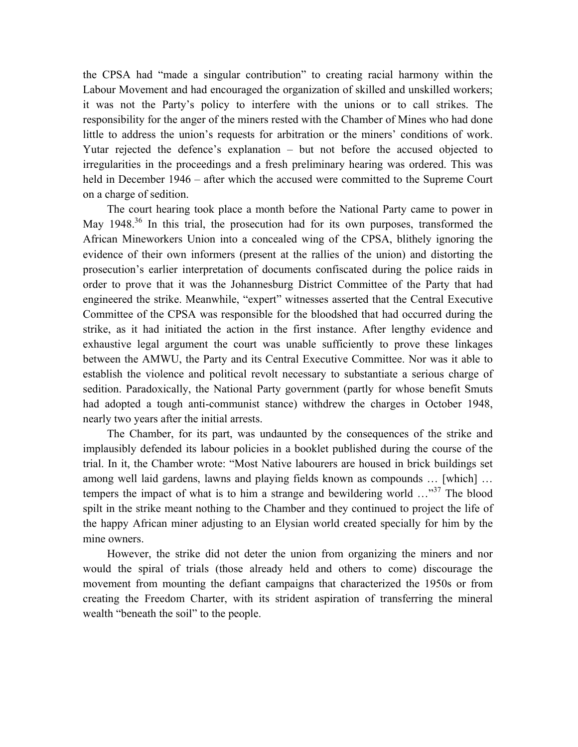the CPSA had "made a singular contribution" to creating racial harmony within the Labour Movement and had encouraged the organization of skilled and unskilled workers; it was not the Party's policy to interfere with the unions or to call strikes. The responsibility for the anger of the miners rested with the Chamber of Mines who had done little to address the union's requests for arbitration or the miners' conditions of work. Yutar rejected the defence's explanation – but not before the accused objected to irregularities in the proceedings and a fresh preliminary hearing was ordered. This was held in December 1946 – after which the accused were committed to the Supreme Court on a charge of sedition.

The court hearing took place a month before the National Party came to power in May 1948.[36] In this trial, the prosecution had for its own purposes, transformed the African Mineworkers Union into a concealed wing of the CPSA, blithely ignoring the evidence of their own informers (present at the rallies of the union) and distorting the prosecution's earlier interpretation of documents confiscated during the police raids in order to prove that it was the Johannesburg District Committee of the Party that had engineered the strike. Meanwhile, "expert" witnesses asserted that the Central Executive Committee of the CPSA was responsible for the bloodshed that had occurred during the strike, as it had initiated the action in the first instance. After lengthy evidence and exhaustive legal argument the court was unable sufficiently to prove these linkages between the AMWU, the Party and its Central Executive Committee. Nor was it able to establish the violence and political revolt necessary to substantiate a serious charge of sedition. Paradoxically, the National Party government (partly for whose benefit Smuts had adopted a tough anti-communist stance) withdrew the charges in October 1948, nearly two years after the initial arrests.

The Chamber, for its part, was undaunted by the consequences of the strike and implausibly defended its labour policies in a booklet published during the course of the trial. In it, the Chamber wrote: "Most Native labourers are housed in brick buildings set among well laid gardens, lawns and playing fields known as compounds … [which] … tempers the impact of what is to him a strange and bewildering world …"[37] The blood spilt in the strike meant nothing to the Chamber and they continued to project the life of the happy African miner adjusting to an Elysian world created specially for him by the mine owners.

However, the strike did not deter the union from organizing the miners and nor would the spiral of trials (those already held and others to come) discourage the movement from mounting the defiant campaigns that characterized the 1950s or from creating the Freedom Charter, with its strident aspiration of transferring the mineral wealth "beneath the soil" to the people.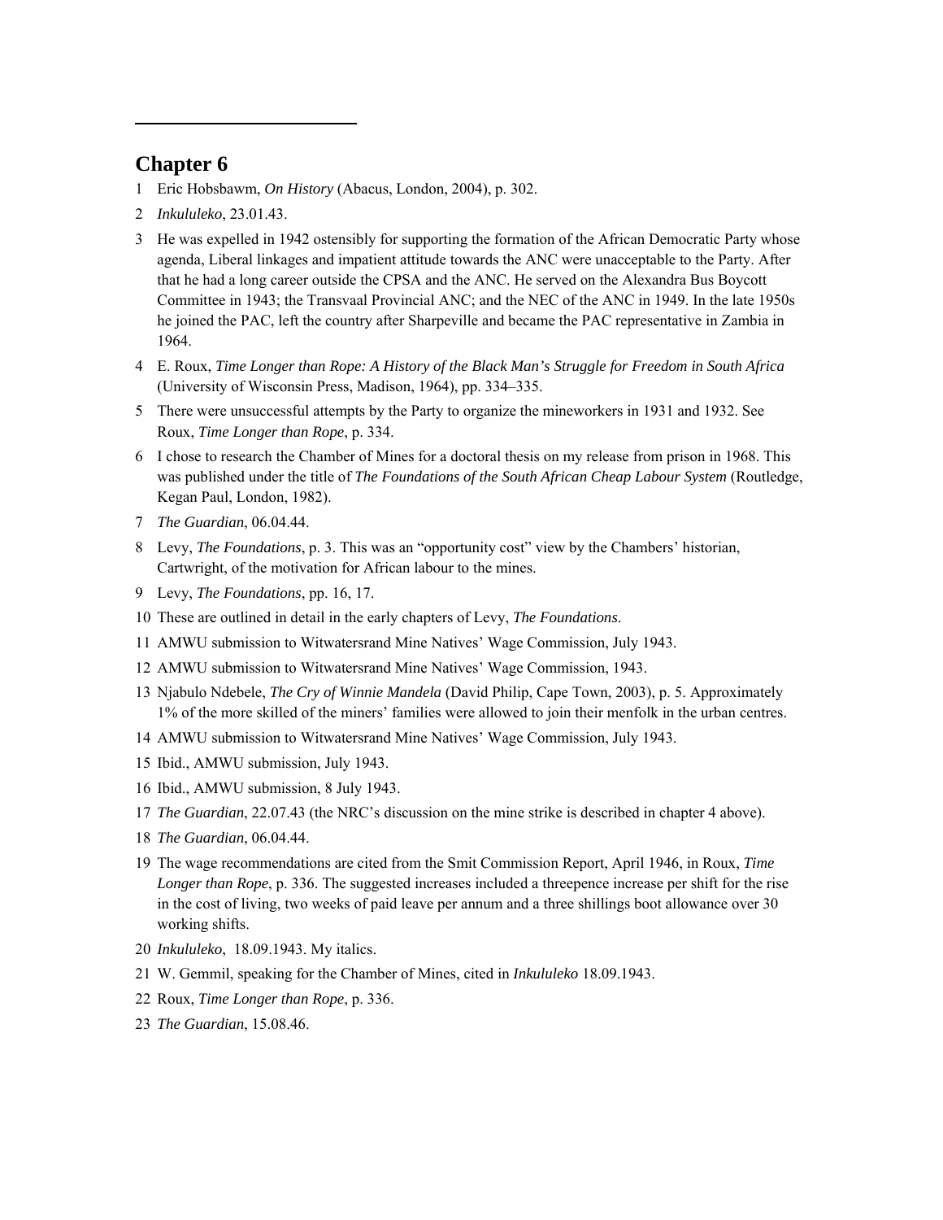## Chapter 6

1 Eric Hobsbawm, *On History* (Abacus, London, 2004), p. 302.

2 *Inkululeko*, 23.01.43.

3 He was expelled in 1942 ostensibly for supporting the formation of the African Democratic Party whose agenda, Liberal linkages and impatient attitude towards the ANC were unacceptable to the Party. After that he had a long career outside the CPSA and the ANC. He served on the Alexandra Bus Boycott Committee in 1943; the Transvaal Provincial ANC; and the NEC of the ANC in 1949. In the late 1950s he joined the PAC, left the country after Sharpeville and became the PAC representative in Zambia in 1964.

4 E. Roux, *Time Longer than Rope: A History of the Black Man's Struggle for Freedom in South Africa* (University of Wisconsin Press, Madison, 1964), pp. 334–335.

5 There were unsuccessful attempts by the Party to organize the mineworkers in 1931 and 1932. See Roux, *Time Longer than Rope*, p. 334.

6 I chose to research the Chamber of Mines for a doctoral thesis on my release from prison in 1968. This was published under the title of *The Foundations of the South African Cheap Labour System* (Routledge, Kegan Paul, London, 1982).

7 *The Guardian*, 06.04.44.

8 Levy, *The Foundations*, p. 3. This was an "opportunity cost" view by the Chambers' historian, Cartwright, of the motivation for African labour to the mines.

9 Levy, *The Foundations*, pp. 16, 17.

10 These are outlined in detail in the early chapters of Levy, *The Foundations*.

11 AMWU submission to Witwatersrand Mine Natives' Wage Commission, July 1943.

12 AMWU submission to Witwatersrand Mine Natives' Wage Commission, 1943.

13 Njabulo Ndebele, *The Cry of Winnie Mandela* (David Philip, Cape Town, 2003), p. 5. Approximately 1% of the more skilled of the miners' families were allowed to join their menfolk in the urban centres.

14 AMWU submission to Witwatersrand Mine Natives' Wage Commission, July 1943.

15 Ibid., AMWU submission, July 1943.

16 Ibid., AMWU submission, 8 July 1943.

17 *The Guardian*, 22.07.43 (the NRC's discussion on the mine strike is described in chapter 4 above).

18 *The Guardian*, 06.04.44.

19 The wage recommendations are cited from the Smit Commission Report, April 1946, in Roux, *Time Longer than Rope*, p. 336. The suggested increases included a threepence increase per shift for the rise in the cost of living, two weeks of paid leave per annum and a three shillings boot allowance over 30 working shifts.

20 *Inkululeko*, 18.09.1943. My italics.

21 W. Gemmil, speaking for the Chamber of Mines, cited in *Inkululeko* 18.09.1943.

22 Roux, *Time Longer than Rope*, p. 336.

23 *The Guardian*, 15.08.46.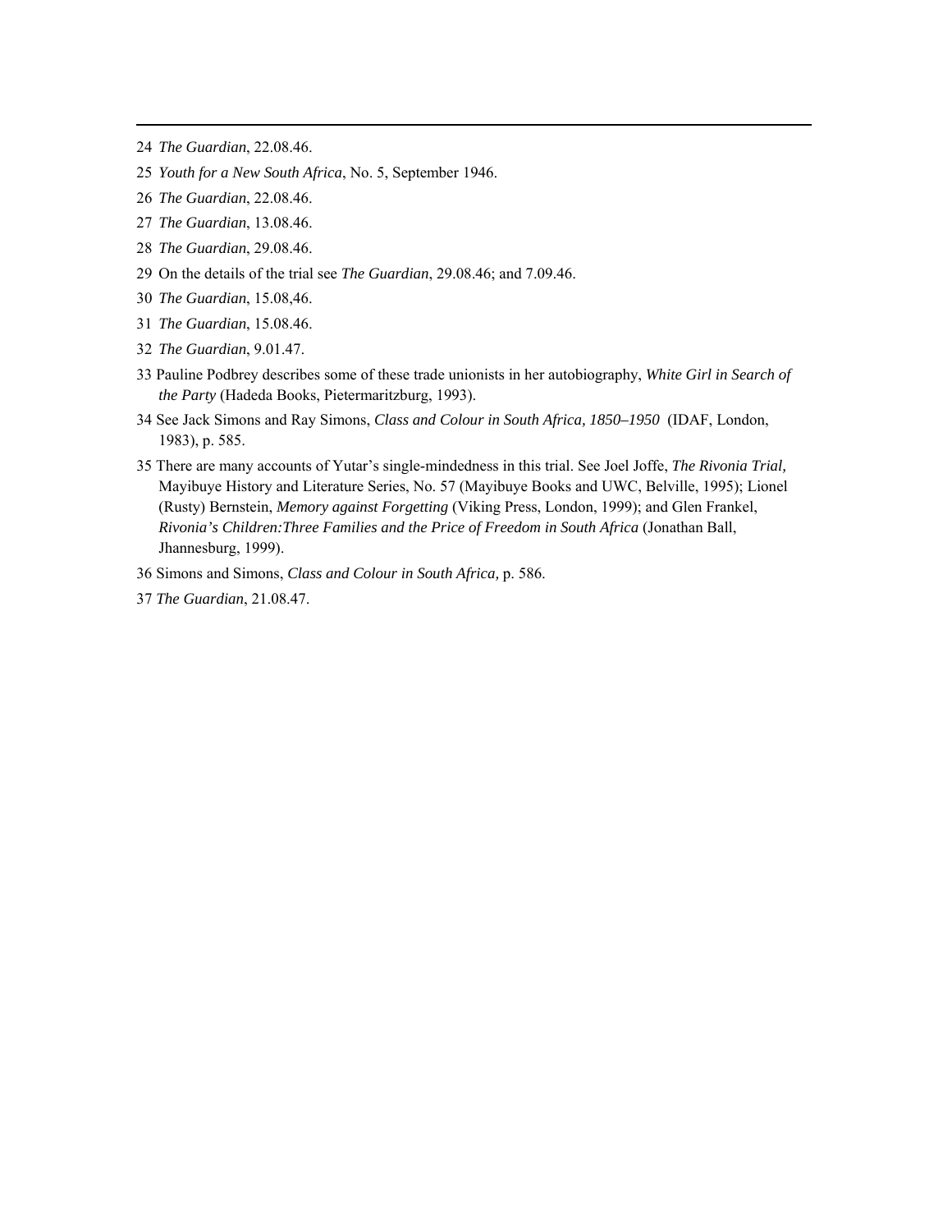24 *The Guardian*, 22.08.46.

25 *Youth for a New South Africa*, No. 5, September 1946.

26 *The Guardian*, 22.08.46.

27 *The Guardian*, 13.08.46.

28 *The Guardian*, 29.08.46.

29 On the details of the trial see *The Guardian*, 29.08.46; and 7.09.46.

30 *The Guardian*, 15.08,46.

31 *The Guardian*, 15.08.46.

32 *The Guardian*, 9.01.47.

33 Pauline Podbrey describes some of these trade unionists in her autobiography, *White Girl in Search of the Party* (Hadeda Books, Pietermaritzburg, 1993).

34 See Jack Simons and Ray Simons, *Class and Colour in South Africa, 1850–1950* (IDAF, London, 1983), p. 585.

35 There are many accounts of Yutar's single-mindedness in this trial. See Joel Joffe, *The Rivonia Trial,* Mayibuye History and Literature Series, No. 57 (Mayibuye Books and UWC, Belville, 1995); Lionel (Rusty) Bernstein, *Memory against Forgetting* (Viking Press, London, 1999); and Glen Frankel, *Rivonia's Children:Three Families and the Price of Freedom in South Africa* (Jonathan Ball, Jhannesburg, 1999).

36 Simons and Simons, *Class and Colour in South Africa,* p. 586.

37 *The Guardian*, 21.08.47.